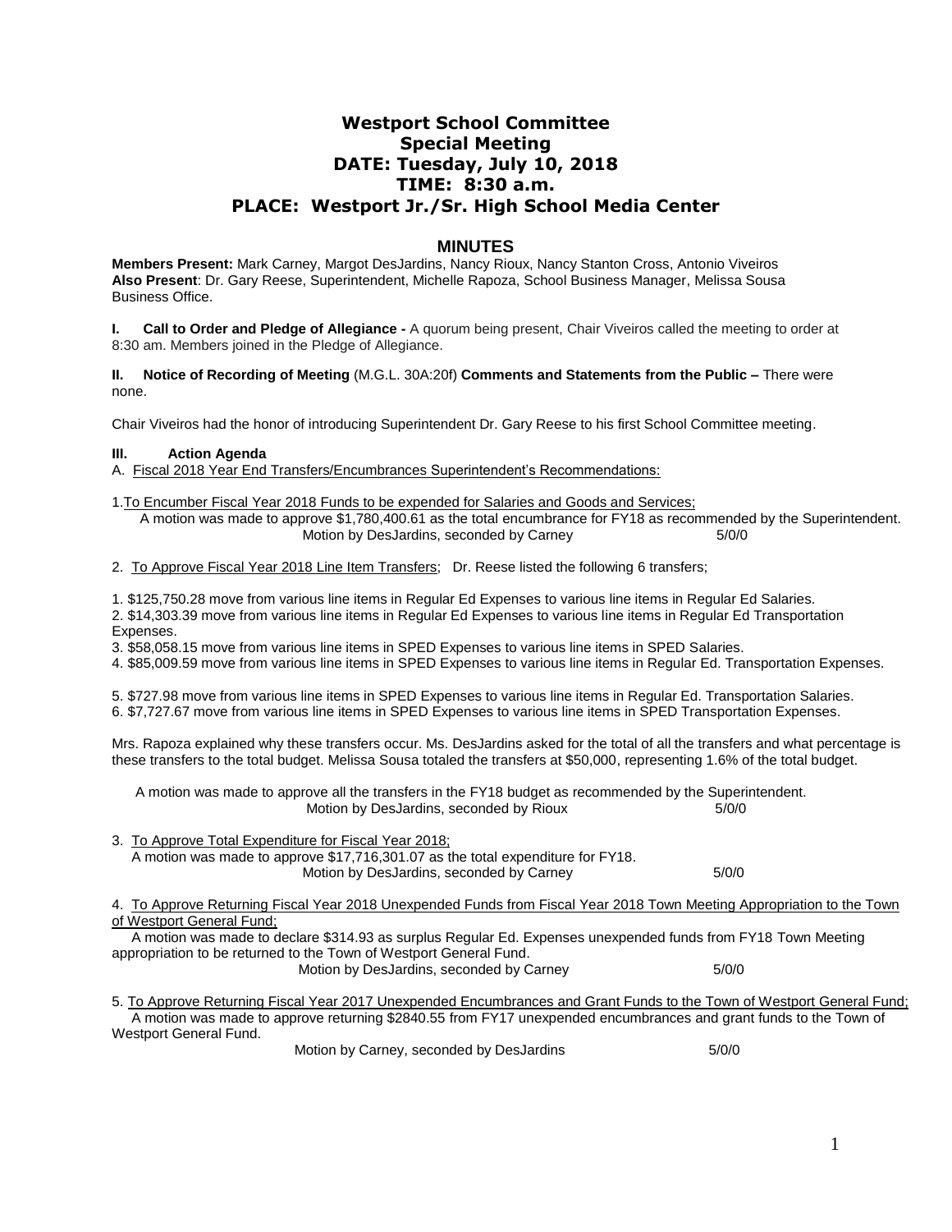# Westport School Committee
## Special Meeting
## DATE: Tuesday, July 10, 2018
## TIME: 8:30 a.m.
## PLACE: Westport Jr./Sr. High School Media Center

### MINUTES

**Members Present:** Mark Carney, Margot DesJardins, Nancy Rioux, Nancy Stanton Cross, Antonio Viveiros
**Also Present**: Dr. Gary Reese, Superintendent, Michelle Rapoza, School Business Manager, Melissa Sousa Business Office.

**I. Call to Order and Pledge of Allegiance -** A quorum being present, Chair Viveiros called the meeting to order at 8:30 am. Members joined in the Pledge of Allegiance.

**II. Notice of Recording of Meeting** (M.G.L. 30A:20f) **Comments and Statements from the Public –** There were none.

Chair Viveiros had the honor of introducing Superintendent Dr. Gary Reese to his first School Committee meeting.

**III. Action Agenda**

A. Fiscal 2018 Year End Transfers/Encumbrances Superintendent's Recommendations:

1. To Encumber Fiscal Year 2018 Funds to be expended for Salaries and Goods and Services;

A motion was made to approve $1,780,400.61 as the total encumbrance for FY18 as recommended by the Superintendent.
Motion by DesJardins, seconded by Carney 5/0/0

2. To Approve Fiscal Year 2018 Line Item Transfers; Dr. Reese listed the following 6 transfers;

1. $125,750.28 move from various line items in Regular Ed Expenses to various line items in Regular Ed Salaries.
2. $14,303.39 move from various line items in Regular Ed Expenses to various line items in Regular Ed Transportation Expenses.
3. $58,058.15 move from various line items in SPED Expenses to various line items in SPED Salaries.
4. $85,009.59 move from various line items in SPED Expenses to various line items in Regular Ed. Transportation Expenses.
5. $727.98 move from various line items in SPED Expenses to various line items in Regular Ed. Transportation Salaries.
6. $7,727.67 move from various line items in SPED Expenses to various line items in SPED Transportation Expenses.

Mrs. Rapoza explained why these transfers occur. Ms. DesJardins asked for the total of all the transfers and what percentage is these transfers to the total budget. Melissa Sousa totaled the transfers at $50,000, representing 1.6% of the total budget.

A motion was made to approve all the transfers in the FY18 budget as recommended by the Superintendent.
Motion by DesJardins, seconded by Rioux 5/0/0

3. To Approve Total Expenditure for Fiscal Year 2018;

A motion was made to approve $17,716,301.07 as the total expenditure for FY18.
Motion by DesJardins, seconded by Carney 5/0/0

4. To Approve Returning Fiscal Year 2018 Unexpended Funds from Fiscal Year 2018 Town Meeting Appropriation to the Town of Westport General Fund;

A motion was made to declare $314.93 as surplus Regular Ed. Expenses unexpended funds from FY18 Town Meeting appropriation to be returned to the Town of Westport General Fund.
Motion by DesJardins, seconded by Carney 5/0/0

5. To Approve Returning Fiscal Year 2017 Unexpended Encumbrances and Grant Funds to the Town of Westport General Fund;

A motion was made to approve returning $2840.55 from FY17 unexpended encumbrances and grant funds to the Town of Westport General Fund.
Motion by Carney, seconded by DesJardins 5/0/0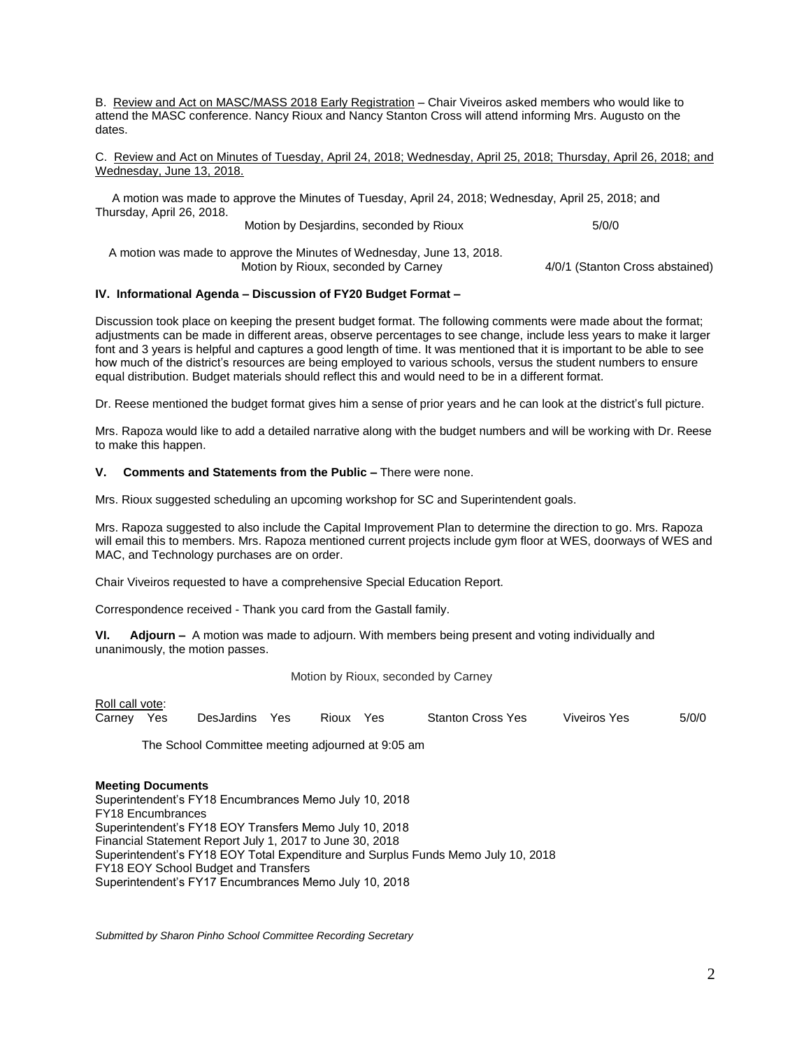B. <u>Review and Act on MASC/MASS 2018 Early Registration</u> – Chair Viveiros asked members who would like to attend the MASC conference. Nancy Rioux and Nancy Stanton Cross will attend informing Mrs. Augusto on the dates.

C. <u>Review and Act on Minutes of Tuesday, April 24, 2018; Wednesday, April 25, 2018; Thursday, April 26, 2018; and Wednesday, June 13, 2018.</u>

A motion was made to approve the Minutes of Tuesday, April 24, 2018; Wednesday, April 25, 2018; and Thursday, April 26, 2018.

Motion by Desjardins, seconded by Rioux 5/0/0

A motion was made to approve the Minutes of Wednesday, June 13, 2018.

Motion by Rioux, seconded by Carney 4/0/1 (Stanton Cross abstained)

**IV. Informational Agenda – Discussion of FY20 Budget Format –**

Discussion took place on keeping the present budget format. The following comments were made about the format; adjustments can be made in different areas, observe percentages to see change, include less years to make it larger font and 3 years is helpful and captures a good length of time. It was mentioned that it is important to be able to see how much of the district's resources are being employed to various schools, versus the student numbers to ensure equal distribution. Budget materials should reflect this and would need to be in a different format.

Dr. Reese mentioned the budget format gives him a sense of prior years and he can look at the district's full picture.

Mrs. Rapoza would like to add a detailed narrative along with the budget numbers and will be working with Dr. Reese to make this happen.

**V. Comments and Statements from the Public –** There were none.

Mrs. Rioux suggested scheduling an upcoming workshop for SC and Superintendent goals.

Mrs. Rapoza suggested to also include the Capital Improvement Plan to determine the direction to go. Mrs. Rapoza will email this to members. Mrs. Rapoza mentioned current projects include gym floor at WES, doorways of WES and MAC, and Technology purchases are on order.

Chair Viveiros requested to have a comprehensive Special Education Report.

Correspondence received - Thank you card from the Gastall family.

**VI. Adjourn –** A motion was made to adjourn. With members being present and voting individually and unanimously, the motion passes.

Motion by Rioux, seconded by Carney

<u>Roll call vote</u>:

Carney Yes DesJardins Yes Rioux Yes Stanton Cross Yes Viveiros Yes 5/0/0

The School Committee meeting adjourned at 9:05 am

**Meeting Documents**

Superintendent's FY18 Encumbrances Memo July 10, 2018
FY18 Encumbrances
Superintendent's FY18 EOY Transfers Memo July 10, 2018
Financial Statement Report July 1, 2017 to June 30, 2018
Superintendent's FY18 EOY Total Expenditure and Surplus Funds Memo July 10, 2018
FY18 EOY School Budget and Transfers
Superintendent's FY17 Encumbrances Memo July 10, 2018

*Submitted by Sharon Pinho School Committee Recording Secretary*